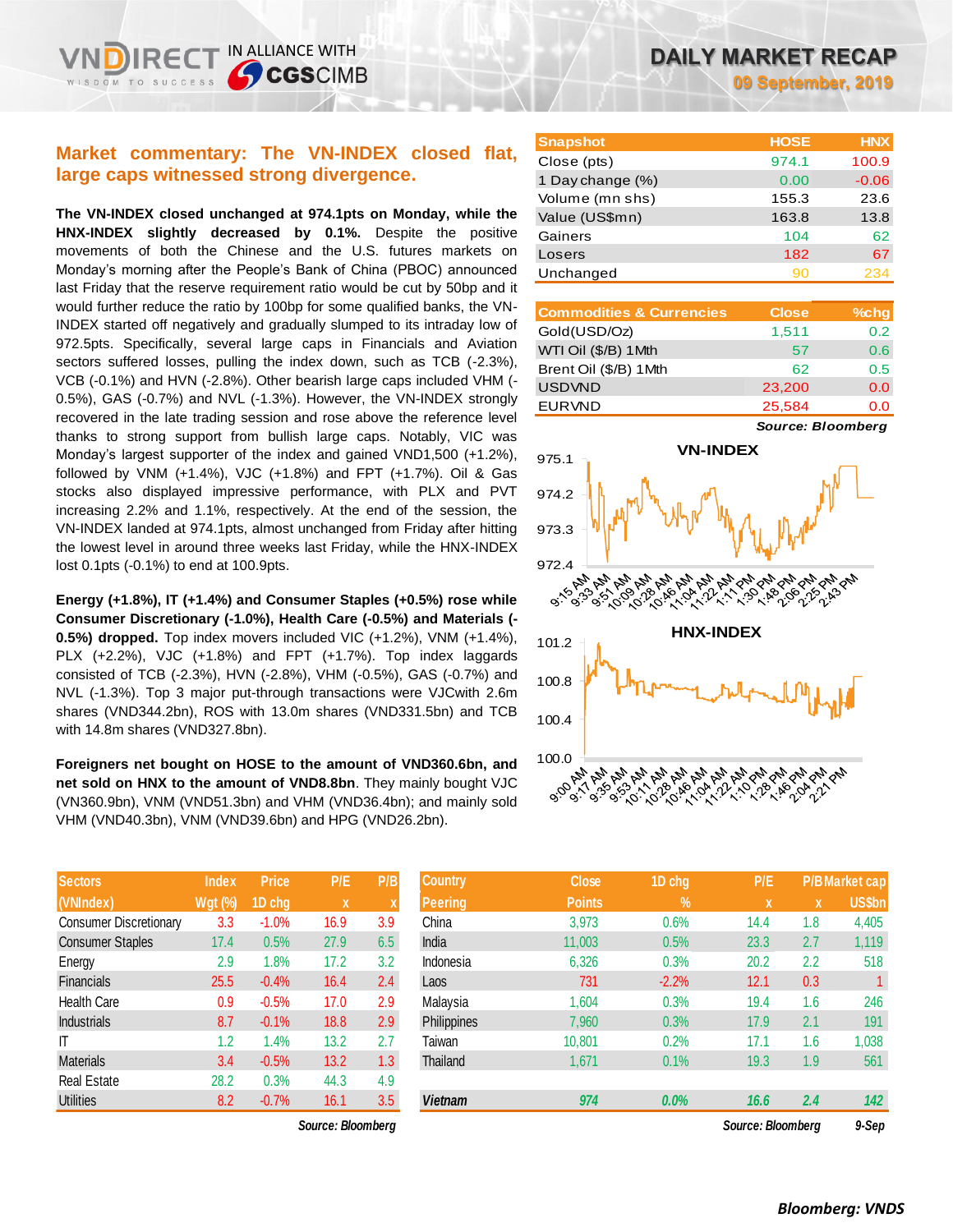# DAILY MARKET RECAP

09 September, 2019

## Market commentary: The VN-INDEX closed flat, large caps witnessed strong divergence.

**The VN-INDEX closed unchanged at 974.1pts on Monday, while the HNX-INDEX slightly decreased by 0.1%.** Despite the positive movements of both the Chinese and the U.S. futures markets on Monday's morning after the People's Bank of China (PBOC) announced last Friday that the reserve requirement ratio would be cut by 50bp and it would further reduce the ratio by 100bp for some qualified banks, the VN-INDEX started off negatively and gradually slumped to its intraday low of 972.5pts. Specifically, several large caps in Financials and Aviation sectors suffered losses, pulling the index down, such as TCB (-2.3%), VCB (-0.1%) and HVN (-2.8%). Other bearish large caps included VHM (-0.5%), GAS (-0.7%) and NVL (-1.3%). However, the VN-INDEX strongly recovered in the late trading session and rose above the reference level thanks to strong support from bullish large caps. Notably, VIC was Monday's largest supporter of the index and gained VND1,500 (+1.2%), followed by VNM (+1.4%), VJC (+1.8%) and FPT (+1.7%). Oil & Gas stocks also displayed impressive performance, with PLX and PVT increasing 2.2% and 1.1%, respectively. At the end of the session, the VN-INDEX landed at 974.1pts, almost unchanged from Friday after hitting the lowest level in around three weeks last Friday, while the HNX-INDEX lost 0.1pts (-0.1%) to end at 100.9pts.

**Energy (+1.8%), IT (+1.4%) and Consumer Staples (+0.5%) rose while Consumer Discretionary (-1.0%), Health Care (-0.5%) and Materials (-0.5%) dropped.** Top index movers included VIC (+1.2%), VNM (+1.4%), PLX (+2.2%), VJC (+1.8%) and FPT (+1.7%). Top index laggards consisted of TCB (-2.3%), HVN (-2.8%), VHM (-0.5%), GAS (-0.7%) and NVL (-1.3%). Top 3 major put-through transactions were VJCwith 2.6m shares (VND344.2bn), ROS with 13.0m shares (VND331.5bn) and TCB with 14.8m shares (VND327.8bn).

**Foreigners net bought on HOSE to the amount of VND360.6bn, and net sold on HNX to the amount of VND8.8bn**. They mainly bought VJC (VN360.9bn), VNM (VND51.3bn) and VHM (VND36.4bn); and mainly sold VHM (VND40.3bn), VNM (VND39.6bn) and HPG (VND26.2bn).

| Snapshot | HOSE | HNX |
|---|---|---|
| Close (pts) | 974.1 | 100.9 |
| 1 Day change (%) | 0.00 | -0.06 |
| Volume (mn shs) | 155.3 | 23.6 |
| Value (US$mn) | 163.8 | 13.8 |
| Gainers | 104 | 62 |
| Losers | 182 | 67 |
| Unchanged | 90 | 234 |

| Commodities & Currencies | Close | %chg |
|---|---|---|
| Gold(USD/Oz) | 1,511 | 0.2 |
| WTI Oil ($/B) 1Mth | 57 | 0.6 |
| Brent Oil ($/B) 1Mth | 62 | 0.5 |
| USDVND | 23,200 | 0.0 |
| EURVND | 25,584 | 0.0 |

*Source: Bloomberg*

VN-INDEX

HNX-INDEX

| Sectors (VNIndex) | Index Wgt (%) | Price 1D chg | P/E x | P/B x |
|---|---|---|---|---|
| Consumer Discretionary | 3.3 | -1.0% | 16.9 | 3.9 |
| Consumer Staples | 17.4 | 0.5% | 27.9 | 6.5 |
| Energy | 2.9 | 1.8% | 17.2 | 3.2 |
| Financials | 25.5 | -0.4% | 16.4 | 2.4 |
| Health Care | 0.9 | -0.5% | 17.0 | 2.9 |
| Industrials | 8.7 | -0.1% | 18.8 | 2.9 |
| IT | 1.2 | 1.4% | 13.2 | 2.7 |
| Materials | 3.4 | -0.5% | 13.2 | 1.3 |
| Real Estate | 28.2 | 0.3% | 44.3 | 4.9 |
| Utilities | 8.2 | -0.7% | 16.1 | 3.5 |

*Source: Bloomberg*

| Country Peering | Close Points | 1D chg % | P/E x | P/B x | Market cap US$bn |
|---|---|---|---|---|---|
| China | 3,973 | 0.6% | 14.4 | 1.8 | 4,405 |
| India | 11,003 | 0.5% | 23.3 | 2.7 | 1,119 |
| Indonesia | 6,326 | 0.3% | 20.2 | 2.2 | 518 |
| Laos | 731 | -2.2% | 12.1 | 0.3 | 1 |
| Malaysia | 1,604 | 0.3% | 19.4 | 1.6 | 246 |
| Philippines | 7,960 | 0.3% | 17.9 | 2.1 | 191 |
| Taiwan | 10,801 | 0.2% | 17.1 | 1.6 | 1,038 |
| Thailand | 1,671 | 0.1% | 19.3 | 1.9 | 561 |
| ***Vietnam*** | ***974*** | ***0.0%*** | ***16.6*** | ***2.4*** | ***142*** |

*Source: Bloomberg* *9-Sep*

***Bloomberg: VNDS***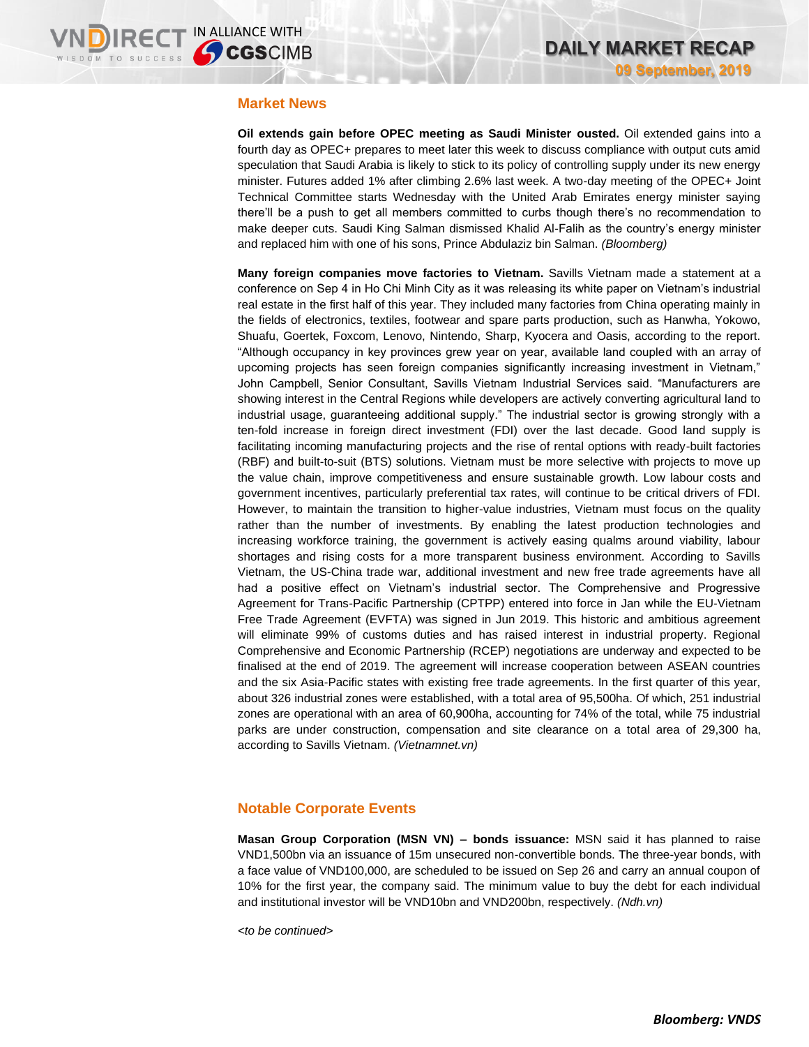## Market News

**Oil extends gain before OPEC meeting as Saudi Minister ousted.** Oil extended gains into a fourth day as OPEC+ prepares to meet later this week to discuss compliance with output cuts amid speculation that Saudi Arabia is likely to stick to its policy of controlling supply under its new energy minister. Futures added 1% after climbing 2.6% last week. A two-day meeting of the OPEC+ Joint Technical Committee starts Wednesday with the United Arab Emirates energy minister saying there'll be a push to get all members committed to curbs though there's no recommendation to make deeper cuts. Saudi King Salman dismissed Khalid Al-Falih as the country's energy minister and replaced him with one of his sons, Prince Abdulaziz bin Salman. *(Bloomberg)*

**Many foreign companies move factories to Vietnam.** Savills Vietnam made a statement at a conference on Sep 4 in Ho Chi Minh City as it was releasing its white paper on Vietnam's industrial real estate in the first half of this year. They included many factories from China operating mainly in the fields of electronics, textiles, footwear and spare parts production, such as Hanwha, Yokowo, Shuafu, Goertek, Foxcom, Lenovo, Nintendo, Sharp, Kyocera and Oasis, according to the report. "Although occupancy in key provinces grew year on year, available land coupled with an array of upcoming projects has seen foreign companies significantly increasing investment in Vietnam," John Campbell, Senior Consultant, Savills Vietnam Industrial Services said. "Manufacturers are showing interest in the Central Regions while developers are actively converting agricultural land to industrial usage, guaranteeing additional supply." The industrial sector is growing strongly with a ten-fold increase in foreign direct investment (FDI) over the last decade. Good land supply is facilitating incoming manufacturing projects and the rise of rental options with ready-built factories (RBF) and built-to-suit (BTS) solutions. Vietnam must be more selective with projects to move up the value chain, improve competitiveness and ensure sustainable growth. Low labour costs and government incentives, particularly preferential tax rates, will continue to be critical drivers of FDI. However, to maintain the transition to higher-value industries, Vietnam must focus on the quality rather than the number of investments. By enabling the latest production technologies and increasing workforce training, the government is actively easing qualms around viability, labour shortages and rising costs for a more transparent business environment. According to Savills Vietnam, the US-China trade war, additional investment and new free trade agreements have all had a positive effect on Vietnam's industrial sector. The Comprehensive and Progressive Agreement for Trans-Pacific Partnership (CPTPP) entered into force in Jan while the EU-Vietnam Free Trade Agreement (EVFTA) was signed in Jun 2019. This historic and ambitious agreement will eliminate 99% of customs duties and has raised interest in industrial property. Regional Comprehensive and Economic Partnership (RCEP) negotiations are underway and expected to be finalised at the end of 2019. The agreement will increase cooperation between ASEAN countries and the six Asia-Pacific states with existing free trade agreements. In the first quarter of this year, about 326 industrial zones were established, with a total area of 95,500ha. Of which, 251 industrial zones are operational with an area of 60,900ha, accounting for 74% of the total, while 75 industrial parks are under construction, compensation and site clearance on a total area of 29,300 ha, according to Savills Vietnam. *(Vietnamnet.vn)*

## Notable Corporate Events

**Masan Group Corporation (MSN VN) – bonds issuance:** MSN said it has planned to raise VND1,500bn via an issuance of 15m unsecured non-convertible bonds. The three-year bonds, with a face value of VND100,000, are scheduled to be issued on Sep 26 and carry an annual coupon of 10% for the first year, the company said. The minimum value to buy the debt for each individual and institutional investor will be VND10bn and VND200bn, respectively. *(Ndh.vn)*

*<to be continued>*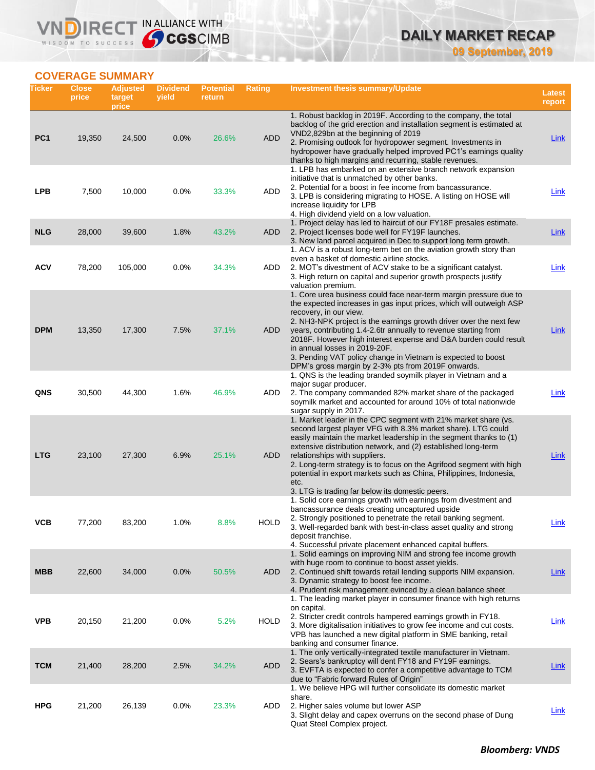## COVERAGE SUMMARY

| Ticker | Close price | Adjusted target price | Dividend yield | Potential return | Rating | Investment thesis summary/Update | Latest report |
|---|---|---|---|---|---|---|---|
| PC1 | 19,350 | 24,500 | 0.0% | 26.6% | ADD | 1. Robust backlog in 2019F. According to the company, the total backlog of the grid erection and installation segment is estimated at VND2,829bn at the beginning of 2019<br>2. Promising outlook for hydropower segment. Investments in hydropower have gradually helped improved PC1's earnings quality thanks to high margins and recurring, stable revenues. | Link |
| LPB | 7,500 | 10,000 | 0.0% | 33.3% | ADD | 1. LPB has embarked on an extensive branch network expansion initiative that is unmatched by other banks.<br>2. Potential for a boost in fee income from bancassurance.<br>3. LPB is considering migrating to HOSE. A listing on HOSE will increase liquidity for LPB<br>4. High dividend yield on a low valuation. | Link |
| NLG | 28,000 | 39,600 | 1.8% | 43.2% | ADD | 1. Project delay has led to haircut of our FY18F presales estimate.<br>2. Project licenses bode well for FY19F launches.<br>3. New land parcel acquired in Dec to support long term growth. | Link |
| ACV | 78,200 | 105,000 | 0.0% | 34.3% | ADD | 1. ACV is a robust long-term bet on the aviation growth story than even a basket of domestic airline stocks.<br>2. MOT's divestment of ACV stake to be a significant catalyst.<br>3. High return on capital and superior growth prospects justify valuation premium. | Link |
| DPM | 13,350 | 17,300 | 7.5% | 37.1% | ADD | 1. Core urea business could face near-term margin pressure due to the expected increases in gas input prices, which will outweigh ASP recovery, in our view.<br>2. NH3-NPK project is the earnings growth driver over the next few years, contributing 1.4-2.6tr annually to revenue starting from 2018F. However high interest expense and D&A burden could result in annual losses in 2019-20F.<br>3. Pending VAT policy change in Vietnam is expected to boost DPM's gross margin by 2-3% pts from 2019F onwards. | Link |
| QNS | 30,500 | 44,300 | 1.6% | 46.9% | ADD | 1. QNS is the leading branded soymilk player in Vietnam and a major sugar producer.<br>2. The company commanded 82% market share of the packaged soymilk market and accounted for around 10% of total nationwide sugar supply in 2017. | Link |
| LTG | 23,100 | 27,300 | 6.9% | 25.1% | ADD | 1. Market leader in the CPC segment with 21% market share (vs. second largest player VFG with 8.3% market share). LTG could easily maintain the market leadership in the segment thanks to (1) extensive distribution network, and (2) established long-term relationships with suppliers.<br>2. Long-term strategy is to focus on the Agrifood segment with high potential in export markets such as China, Philippines, Indonesia, etc.<br>3. LTG is trading far below its domestic peers. | Link |
| VCB | 77,200 | 83,200 | 1.0% | 8.8% | HOLD | 1. Solid core earnings growth with earnings from divestment and bancassurance deals creating uncaptured upside<br>2. Strongly positioned to penetrate the retail banking segment.<br>3. Well-regarded bank with best-in-class asset quality and strong deposit franchise.<br>4. Successful private placement enhanced capital buffers. | Link |
| MBB | 22,600 | 34,000 | 0.0% | 50.5% | ADD | 1. Solid earnings on improving NIM and strong fee income growth with huge room to continue to boost asset yields.<br>2. Continued shift towards retail lending supports NIM expansion.<br>3. Dynamic strategy to boost fee income.<br>4. Prudent risk management evinced by a clean balance sheet | Link |
| VPB | 20,150 | 21,200 | 0.0% | 5.2% | HOLD | 1. The leading market player in consumer finance with high returns on capital.<br>2. Stricter credit controls hampered earnings growth in FY18.<br>3. More digitalisation initiatives to grow fee income and cut costs. VPB has launched a new digital platform in SME banking, retail banking and consumer finance. | Link |
| TCM | 21,400 | 28,200 | 2.5% | 34.2% | ADD | 1. The only vertically-integrated textile manufacturer in Vietnam.<br>2. Sears's bankruptcy will dent FY18 and FY19F earnings.<br>3. EVFTA is expected to confer a competitive advantage to TCM due to "Fabric forward Rules of Origin" | Link |
| HPG | 21,200 | 26,139 | 0.0% | 23.3% | ADD | 1. We believe HPG will further consolidate its domestic market share.<br>2. Higher sales volume but lower ASP<br>3. Slight delay and capex overruns on the second phase of Dung Quat Steel Complex project. | Link |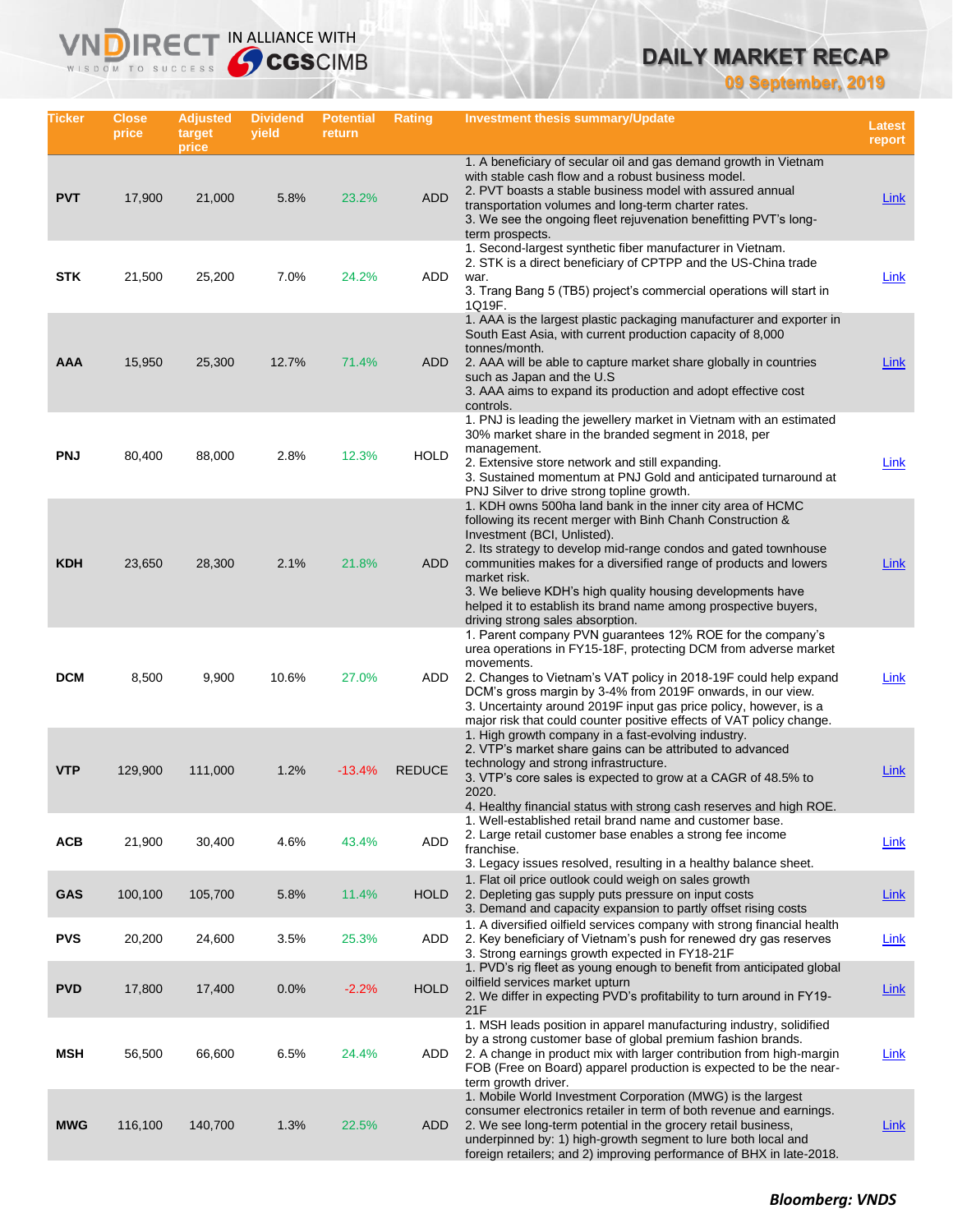# DAILY MARKET RECAP

**09 September, 2019**

| Ticker | Close price | Adjusted target price | Dividend yield | Potential return | Rating | Investment thesis summary/Update | Latest report |
|---|---|---|---|---|---|---|---|
| PVT | 17,900 | 21,000 | 5.8% | 23.2% | ADD | 1. A beneficiary of secular oil and gas demand growth in Vietnam with stable cash flow and a robust business model. 2. PVT boasts a stable business model with assured annual transportation volumes and long-term charter rates. 3. We see the ongoing fleet rejuvenation benefitting PVT's long-term prospects. | Link |
| STK | 21,500 | 25,200 | 7.0% | 24.2% | ADD | 1. Second-largest synthetic fiber manufacturer in Vietnam. 2. STK is a direct beneficiary of CPTPP and the US-China trade war. 3. Trang Bang 5 (TB5) project's commercial operations will start in 1Q19F. | Link |
| AAA | 15,950 | 25,300 | 12.7% | 71.4% | ADD | 1. AAA is the largest plastic packaging manufacturer and exporter in South East Asia, with current production capacity of 8,000 tonnes/month. 2. AAA will be able to capture market share globally in countries such as Japan and the U.S 3. AAA aims to expand its production and adopt effective cost controls. | Link |
| PNJ | 80,400 | 88,000 | 2.8% | 12.3% | HOLD | 1. PNJ is leading the jewellery market in Vietnam with an estimated 30% market share in the branded segment in 2018, per management. 2. Extensive store network and still expanding. 3. Sustained momentum at PNJ Gold and anticipated turnaround at PNJ Silver to drive strong topline growth. | Link |
| KDH | 23,650 | 28,300 | 2.1% | 21.8% | ADD | 1. KDH owns 500ha land bank in the inner city area of HCMC following its recent merger with Binh Chanh Construction & Investment (BCI, Unlisted). 2. Its strategy to develop mid-range condos and gated townhouse communities makes for a diversified range of products and lowers market risk. 3. We believe KDH's high quality housing developments have helped it to establish its brand name among prospective buyers, driving strong sales absorption. | Link |
| DCM | 8,500 | 9,900 | 10.6% | 27.0% | ADD | 1. Parent company PVN guarantees 12% ROE for the company's urea operations in FY15-18F, protecting DCM from adverse market movements. 2. Changes to Vietnam's VAT policy in 2018-19F could help expand DCM's gross margin by 3-4% from 2019F onwards, in our view. 3. Uncertainty around 2019F input gas price policy, however, is a major risk that could counter positive effects of VAT policy change. | Link |
| VTP | 129,900 | 111,000 | 1.2% | -13.4% | REDUCE | 1. High growth company in a fast-evolving industry. 2. VTP's market share gains can be attributed to advanced technology and strong infrastructure. 3. VTP's core sales is expected to grow at a CAGR of 48.5% to 2020. 4. Healthy financial status with strong cash reserves and high ROE. | Link |
| ACB | 21,900 | 30,400 | 4.6% | 43.4% | ADD | 1. Well-established retail brand name and customer base. 2. Large retail customer base enables a strong fee income franchise. 3. Legacy issues resolved, resulting in a healthy balance sheet. | Link |
| GAS | 100,100 | 105,700 | 5.8% | 11.4% | HOLD | 1. Flat oil price outlook could weigh on sales growth 2. Depleting gas supply puts pressure on input costs 3. Demand and capacity expansion to partly offset rising costs | Link |
| PVS | 20,200 | 24,600 | 3.5% | 25.3% | ADD | 1. A diversified oilfield services company with strong financial health 2. Key beneficiary of Vietnam's push for renewed dry gas reserves 3. Strong earnings growth expected in FY18-21F | Link |
| PVD | 17,800 | 17,400 | 0.0% | -2.2% | HOLD | 1. PVD's rig fleet as young enough to benefit from anticipated global oilfield services market upturn 2. We differ in expecting PVD's profitability to turn around in FY19-21F | Link |
| MSH | 56,500 | 66,600 | 6.5% | 24.4% | ADD | 1. MSH leads position in apparel manufacturing industry, solidified by a strong customer base of global premium fashion brands. 2. A change in product mix with larger contribution from high-margin FOB (Free on Board) apparel production is expected to be the near-term growth driver. | Link |
| MWG | 116,100 | 140,700 | 1.3% | 22.5% | ADD | 1. Mobile World Investment Corporation (MWG) is the largest consumer electronics retailer in term of both revenue and earnings. 2. We see long-term potential in the grocery retail business, underpinned by: 1) high-growth segment to lure both local and foreign retailers; and 2) improving performance of BHX in late-2018. | Link |

***Bloomberg: VNDS***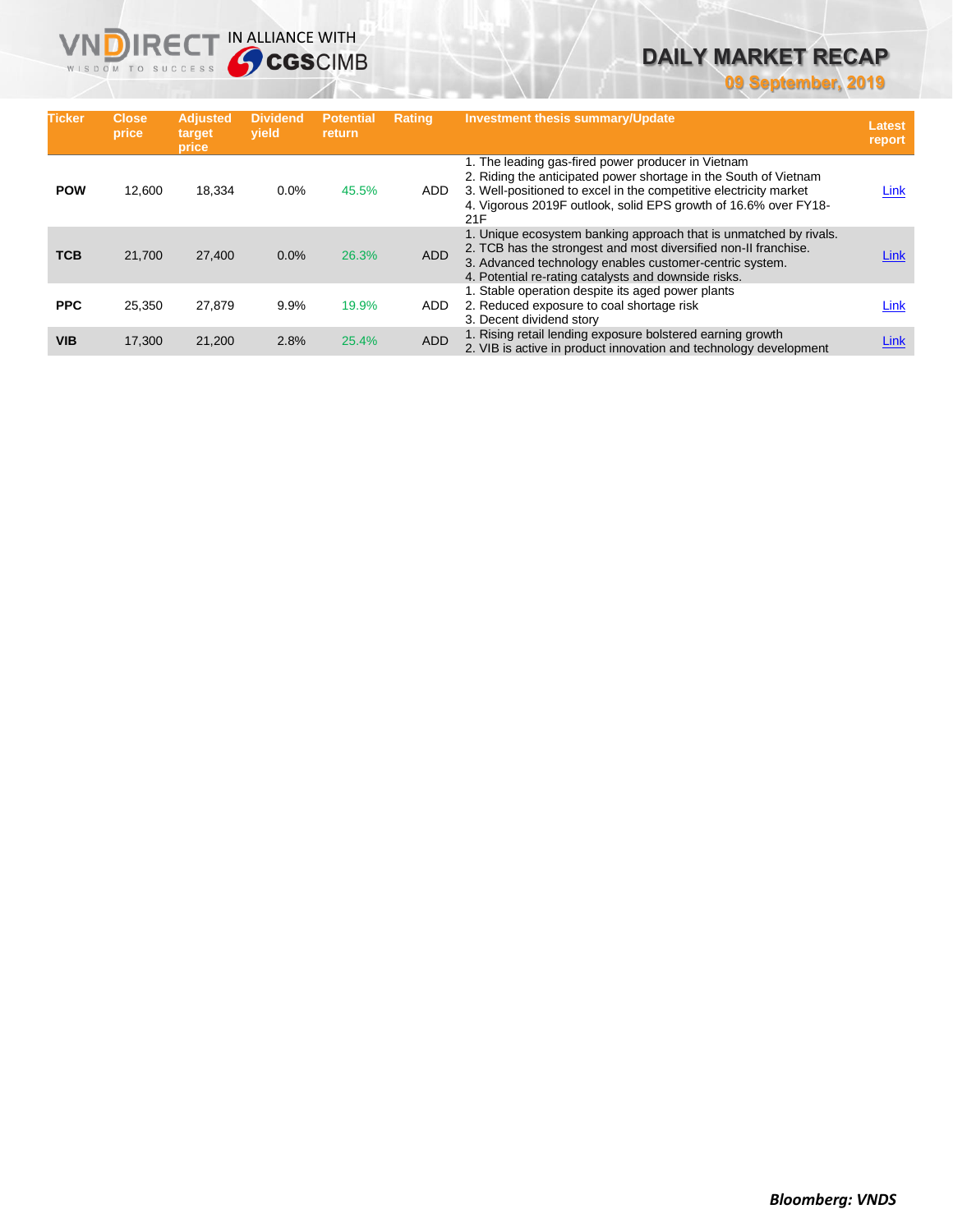| Ticker | Close price | Adjusted target price | Dividend yield | Potential return | Rating | Investment thesis summary/Update | Latest report |
|---|---|---|---|---|---|---|---|
| **POW** | 12,600 | 18,334 | 0.0% | 45.5% | ADD | 1. The leading gas-fired power producer in Vietnam<br>2. Riding the anticipated power shortage in the South of Vietnam<br>3. Well-positioned to excel in the competitive electricity market<br>4. Vigorous 2019F outlook, solid EPS growth of 16.6% over FY18-21F | Link |
| **TCB** | 21,700 | 27,400 | 0.0% | 26.3% | ADD | 1. Unique ecosystem banking approach that is unmatched by rivals.<br>2. TCB has the strongest and most diversified non-II franchise.<br>3. Advanced technology enables customer-centric system.<br>4. Potential re-rating catalysts and downside risks. | Link |
| **PPC** | 25,350 | 27,879 | 9.9% | 19.9% | ADD | 1. Stable operation despite its aged power plants<br>2. Reduced exposure to coal shortage risk<br>3. Decent dividend story | Link |
| **VIB** | 17,300 | 21,200 | 2.8% | 25.4% | ADD | 1. Rising retail lending exposure bolstered earning growth<br>2. VIB is active in product innovation and technology development | Link |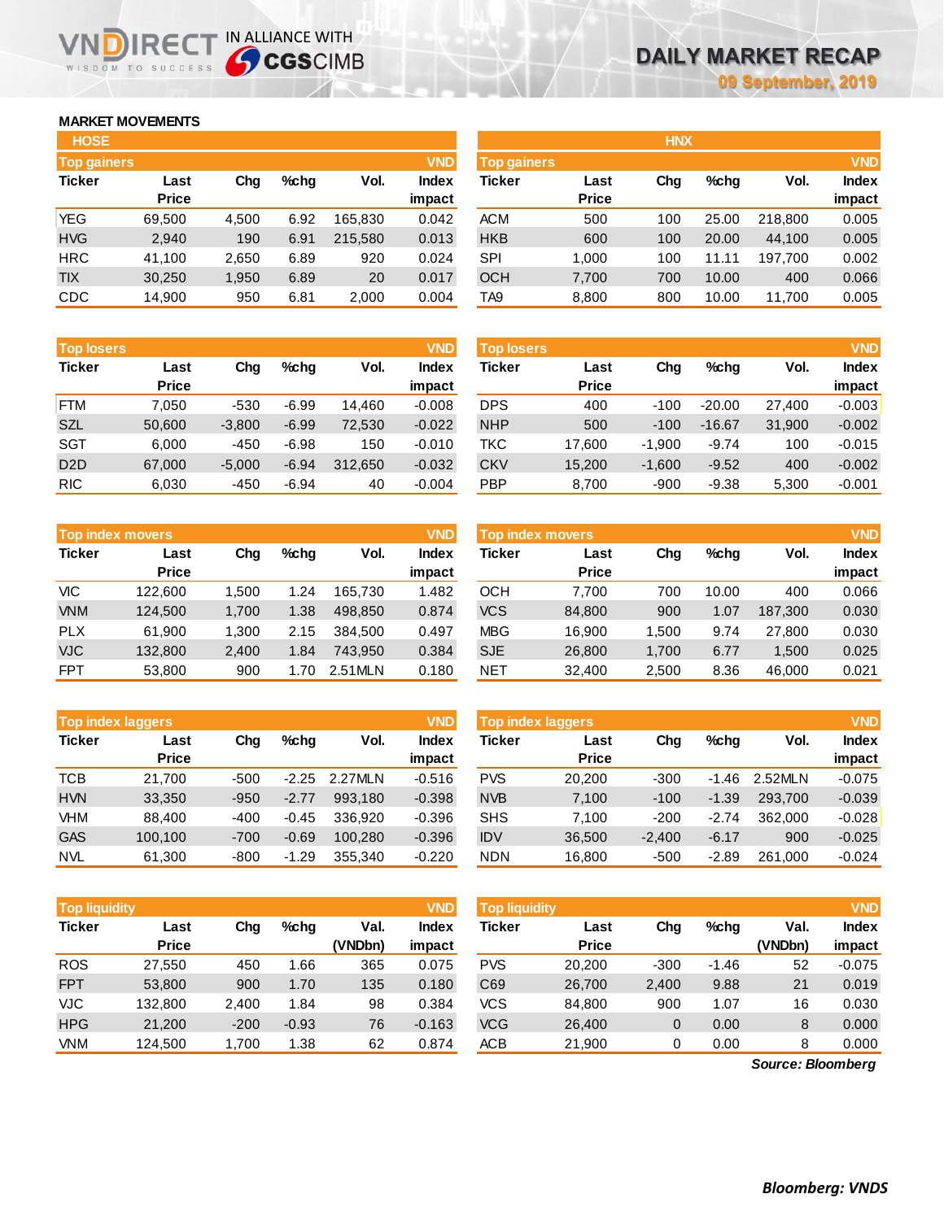# DAILY MARKET RECAP

09 September, 2019

## MARKET MOVEMENTS

### HOSE

**Top gainers** (VND)

| Ticker | Last Price | Chg | %chg | Vol. | Index impact |
|---|---|---|---|---|---|
| YEG | 69,500 | 4,500 | 6.92 | 165,830 | 0.042 |
| HVG | 2,940 | 190 | 6.91 | 215,580 | 0.013 |
| HRC | 41,100 | 2,650 | 6.89 | 920 | 0.024 |
| TIX | 30,250 | 1,950 | 6.89 | 20 | 0.017 |
| CDC | 14,900 | 950 | 6.81 | 2,000 | 0.004 |

**Top losers** (VND)

| Ticker | Last Price | Chg | %chg | Vol. | Index impact |
|---|---|---|---|---|---|
| FTM | 7,050 | -530 | -6.99 | 14,460 | -0.008 |
| SZL | 50,600 | -3,800 | -6.99 | 72,530 | -0.022 |
| SGT | 6,000 | -450 | -6.98 | 150 | -0.010 |
| D2D | 67,000 | -5,000 | -6.94 | 312,650 | -0.032 |
| RIC | 6,030 | -450 | -6.94 | 40 | -0.004 |

**Top index movers** (VND)

| Ticker | Last Price | Chg | %chg | Vol. | Index impact |
|---|---|---|---|---|---|
| VIC | 122,600 | 1,500 | 1.24 | 165,730 | 1.482 |
| VNM | 124,500 | 1,700 | 1.38 | 498,850 | 0.874 |
| PLX | 61,900 | 1,300 | 2.15 | 384,500 | 0.497 |
| VJC | 132,800 | 2,400 | 1.84 | 743,950 | 0.384 |
| FPT | 53,800 | 900 | 1.70 | 2.51MLN | 0.180 |

**Top index laggers** (VND)

| Ticker | Last Price | Chg | %chg | Vol. | Index impact |
|---|---|---|---|---|---|
| TCB | 21,700 | -500 | -2.25 | 2.27MLN | -0.516 |
| HVN | 33,350 | -950 | -2.77 | 993,180 | -0.398 |
| VHM | 88,400 | -400 | -0.45 | 336,920 | -0.396 |
| GAS | 100,100 | -700 | -0.69 | 100,280 | -0.396 |
| NVL | 61,300 | -800 | -1.29 | 355,340 | -0.220 |

**Top liquidity** (VND)

| Ticker | Last Price | Chg | %chg | Val. (VNDbn) | Index impact |
|---|---|---|---|---|---|
| ROS | 27,550 | 450 | 1.66 | 365 | 0.075 |
| FPT | 53,800 | 900 | 1.70 | 135 | 0.180 |
| VJC | 132,800 | 2,400 | 1.84 | 98 | 0.384 |
| HPG | 21,200 | -200 | -0.93 | 76 | -0.163 |
| VNM | 124,500 | 1,700 | 1.38 | 62 | 0.874 |

### HNX

**Top gainers** (VND)

| Ticker | Last Price | Chg | %chg | Vol. | Index impact |
|---|---|---|---|---|---|
| ACM | 500 | 100 | 25.00 | 218,800 | 0.005 |
| HKB | 600 | 100 | 20.00 | 44,100 | 0.005 |
| SPI | 1,000 | 100 | 11.11 | 197,700 | 0.002 |
| OCH | 7,700 | 700 | 10.00 | 400 | 0.066 |
| TA9 | 8,800 | 800 | 10.00 | 11,700 | 0.005 |

**Top losers** (VND)

| Ticker | Last Price | Chg | %chg | Vol. | Index impact |
|---|---|---|---|---|---|
| DPS | 400 | -100 | -20.00 | 27,400 | -0.003 |
| NHP | 500 | -100 | -16.67 | 31,900 | -0.002 |
| TKC | 17,600 | -1,900 | -9.74 | 100 | -0.015 |
| CKV | 15,200 | -1,600 | -9.52 | 400 | -0.002 |
| PBP | 8,700 | -900 | -9.38 | 5,300 | -0.001 |

**Top index movers** (VND)

| Ticker | Last Price | Chg | %chg | Vol. | Index impact |
|---|---|---|---|---|---|
| OCH | 7,700 | 700 | 10.00 | 400 | 0.066 |
| VCS | 84,800 | 900 | 1.07 | 187,300 | 0.030 |
| MBG | 16,900 | 1,500 | 9.74 | 27,800 | 0.030 |
| SJE | 26,800 | 1,700 | 6.77 | 1,500 | 0.025 |
| NET | 32,400 | 2,500 | 8.36 | 46,000 | 0.021 |

**Top index laggers** (VND)

| Ticker | Last Price | Chg | %chg | Vol. | Index impact |
|---|---|---|---|---|---|
| PVS | 20,200 | -300 | -1.46 | 2.52MLN | -0.075 |
| NVB | 7,100 | -100 | -1.39 | 293,700 | -0.039 |
| SHS | 7,100 | -200 | -2.74 | 362,000 | -0.028 |
| IDV | 36,500 | -2,400 | -6.17 | 900 | -0.025 |
| NDN | 16,800 | -500 | -2.89 | 261,000 | -0.024 |

**Top liquidity** (VND)

| Ticker | Last Price | Chg | %chg | Val. (VNDbn) | Index impact |
|---|---|---|---|---|---|
| PVS | 20,200 | -300 | -1.46 | 52 | -0.075 |
| C69 | 26,700 | 2,400 | 9.88 | 21 | 0.019 |
| VCS | 84,800 | 900 | 1.07 | 16 | 0.030 |
| VCG | 26,400 | 0 | 0.00 | 8 | 0.000 |
| ACB | 21,900 | 0 | 0.00 | 8 | 0.000 |

*Source: Bloomberg*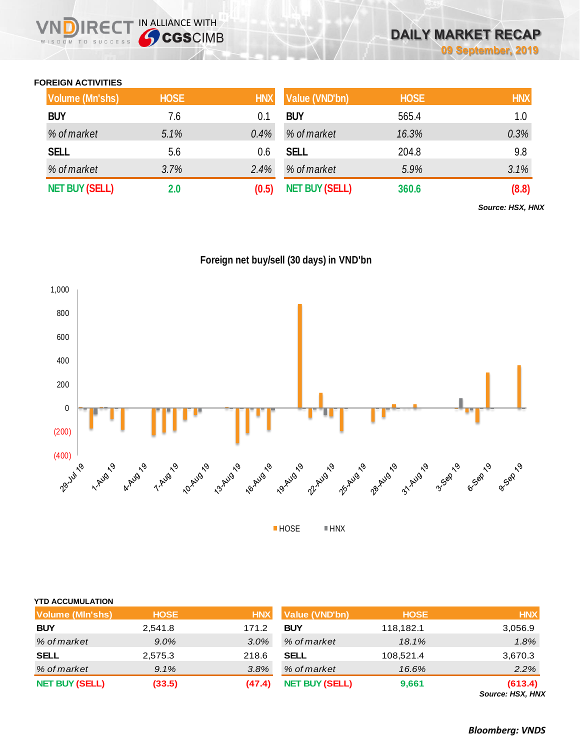## FOREIGN ACTIVITIES

| Volume (Mn'shs) | HOSE | HNX | Value (VND'bn) | HOSE | HNX |
|---|---|---|---|---|---|
| **BUY** | 7.6 | 0.1 | **BUY** | 565.4 | 1.0 |
| *% of market* | *5.1%* | *0.4%* | *% of market* | *16.3%* | *0.3%* |
| **SELL** | 5.6 | 0.6 | **SELL** | 204.8 | 9.8 |
| *% of market* | *3.7%* | *2.4%* | *% of market* | *5.9%* | *3.1%* |
| **NET BUY (SELL)** | **2.0** | **(0.5)** | **NET BUY (SELL)** | **360.6** | **(8.8)** |

***Source: HSX, HNX***

**Foreign net buy/sell (30 days) in VND'bn**

## YTD ACCUMULATION

| Volume (Mln'shs) | HOSE | HNX | Value (VND'bn) | HOSE | HNX |
|---|---|---|---|---|---|
| **BUY** | 2,541.8 | 171.2 | **BUY** | 118,182.1 | 3,056.9 |
| *% of market* | *9.0%* | *3.0%* | *% of market* | *18.1%* | *1.8%* |
| **SELL** | 2,575.3 | 218.6 | **SELL** | 108,521.4 | 3,670.3 |
| *% of market* | *9.1%* | *3.8%* | *% of market* | *16.6%* | *2.2%* |
| **NET BUY (SELL)** | **(33.5)** | **(47.4)** | **NET BUY (SELL)** | **9,661** | **(613.4)** |

***Source: HSX, HNX***

***Bloomberg: VNDS***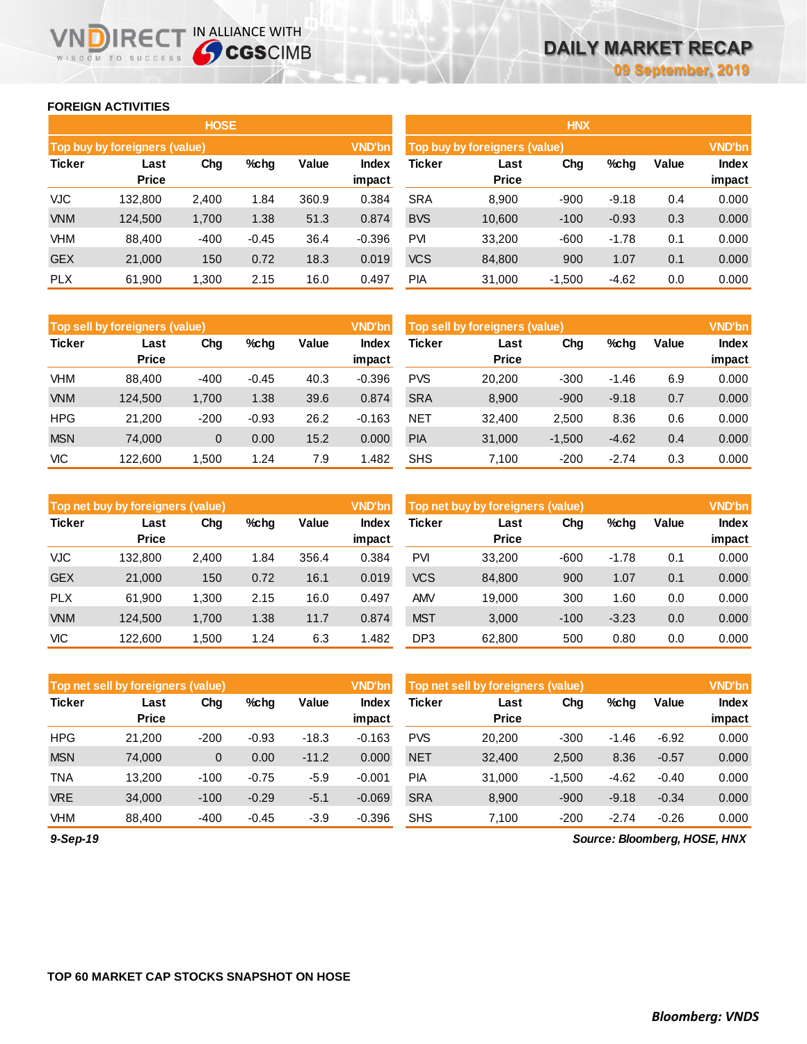## FOREIGN ACTIVITIES

### HOSE

| Top buy by foreigners (value) | | | | | VND'bn |
|---|---|---|---|---|---|
| Ticker | Last Price | Chg | %chg | Value | Index impact |
| VJC | 132,800 | 2,400 | 1.84 | 360.9 | 0.384 |
| VNM | 124,500 | 1,700 | 1.38 | 51.3 | 0.874 |
| VHM | 88,400 | -400 | -0.45 | 36.4 | -0.396 |
| GEX | 21,000 | 150 | 0.72 | 18.3 | 0.019 |
| PLX | 61,900 | 1,300 | 2.15 | 16.0 | 0.497 |

| Top sell by foreigners (value) | | | | | VND'bn |
|---|---|---|---|---|---|
| Ticker | Last Price | Chg | %chg | Value | Index impact |
| VHM | 88,400 | -400 | -0.45 | 40.3 | -0.396 |
| VNM | 124,500 | 1,700 | 1.38 | 39.6 | 0.874 |
| HPG | 21,200 | -200 | -0.93 | 26.2 | -0.163 |
| MSN | 74,000 | 0 | 0.00 | 15.2 | 0.000 |
| VIC | 122,600 | 1,500 | 1.24 | 7.9 | 1.482 |

| Top net buy by foreigners (value) | | | | | VND'bn |
|---|---|---|---|---|---|
| Ticker | Last Price | Chg | %chg | Value | Index impact |
| VJC | 132,800 | 2,400 | 1.84 | 356.4 | 0.384 |
| GEX | 21,000 | 150 | 0.72 | 16.1 | 0.019 |
| PLX | 61,900 | 1,300 | 2.15 | 16.0 | 0.497 |
| VNM | 124,500 | 1,700 | 1.38 | 11.7 | 0.874 |
| VIC | 122,600 | 1,500 | 1.24 | 6.3 | 1.482 |

| Top net sell by foreigners (value) | | | | | VND'bn |
|---|---|---|---|---|---|
| Ticker | Last Price | Chg | %chg | Value | Index impact |
| HPG | 21,200 | -200 | -0.93 | -18.3 | -0.163 |
| MSN | 74,000 | 0 | 0.00 | -11.2 | 0.000 |
| TNA | 13,200 | -100 | -0.75 | -5.9 | -0.001 |
| VRE | 34,000 | -100 | -0.29 | -5.1 | -0.069 |
| VHM | 88,400 | -400 | -0.45 | -3.9 | -0.396 |

### HNX

| Top buy by foreigners (value) | | | | | VND'bn |
|---|---|---|---|---|---|
| Ticker | Last Price | Chg | %chg | Value | Index impact |
| SRA | 8,900 | -900 | -9.18 | 0.4 | 0.000 |
| BVS | 10,600 | -100 | -0.93 | 0.3 | 0.000 |
| PVI | 33,200 | -600 | -1.78 | 0.1 | 0.000 |
| VCS | 84,800 | 900 | 1.07 | 0.1 | 0.000 |
| PIA | 31,000 | -1,500 | -4.62 | 0.0 | 0.000 |

| Top sell by foreigners (value) | | | | | VND'bn |
|---|---|---|---|---|---|
| Ticker | Last Price | Chg | %chg | Value | Index impact |
| PVS | 20,200 | -300 | -1.46 | 6.9 | 0.000 |
| SRA | 8,900 | -900 | -9.18 | 0.7 | 0.000 |
| NET | 32,400 | 2,500 | 8.36 | 0.6 | 0.000 |
| PIA | 31,000 | -1,500 | -4.62 | 0.4 | 0.000 |
| SHS | 7,100 | -200 | -2.74 | 0.3 | 0.000 |

| Top net buy by foreigners (value) | | | | | VND'bn |
|---|---|---|---|---|---|
| Ticker | Last Price | Chg | %chg | Value | Index impact |
| PVI | 33,200 | -600 | -1.78 | 0.1 | 0.000 |
| VCS | 84,800 | 900 | 1.07 | 0.1 | 0.000 |
| AMV | 19,000 | 300 | 1.60 | 0.0 | 0.000 |
| MST | 3,000 | -100 | -3.23 | 0.0 | 0.000 |
| DP3 | 62,800 | 500 | 0.80 | 0.0 | 0.000 |

| Top net sell by foreigners (value) | | | | | VND'bn |
|---|---|---|---|---|---|
| Ticker | Last Price | Chg | %chg | Value | Index impact |
| PVS | 20,200 | -300 | -1.46 | -6.92 | 0.000 |
| NET | 32,400 | 2,500 | 8.36 | -0.57 | 0.000 |
| PIA | 31,000 | -1,500 | -4.62 | -0.40 | 0.000 |
| SRA | 8,900 | -900 | -9.18 | -0.34 | 0.000 |
| SHS | 7,100 | -200 | -2.74 | -0.26 | 0.000 |

*9-Sep-19*

*Source: Bloomberg, HOSE, HNX*

## TOP 60 MARKET CAP STOCKS SNAPSHOT ON HOSE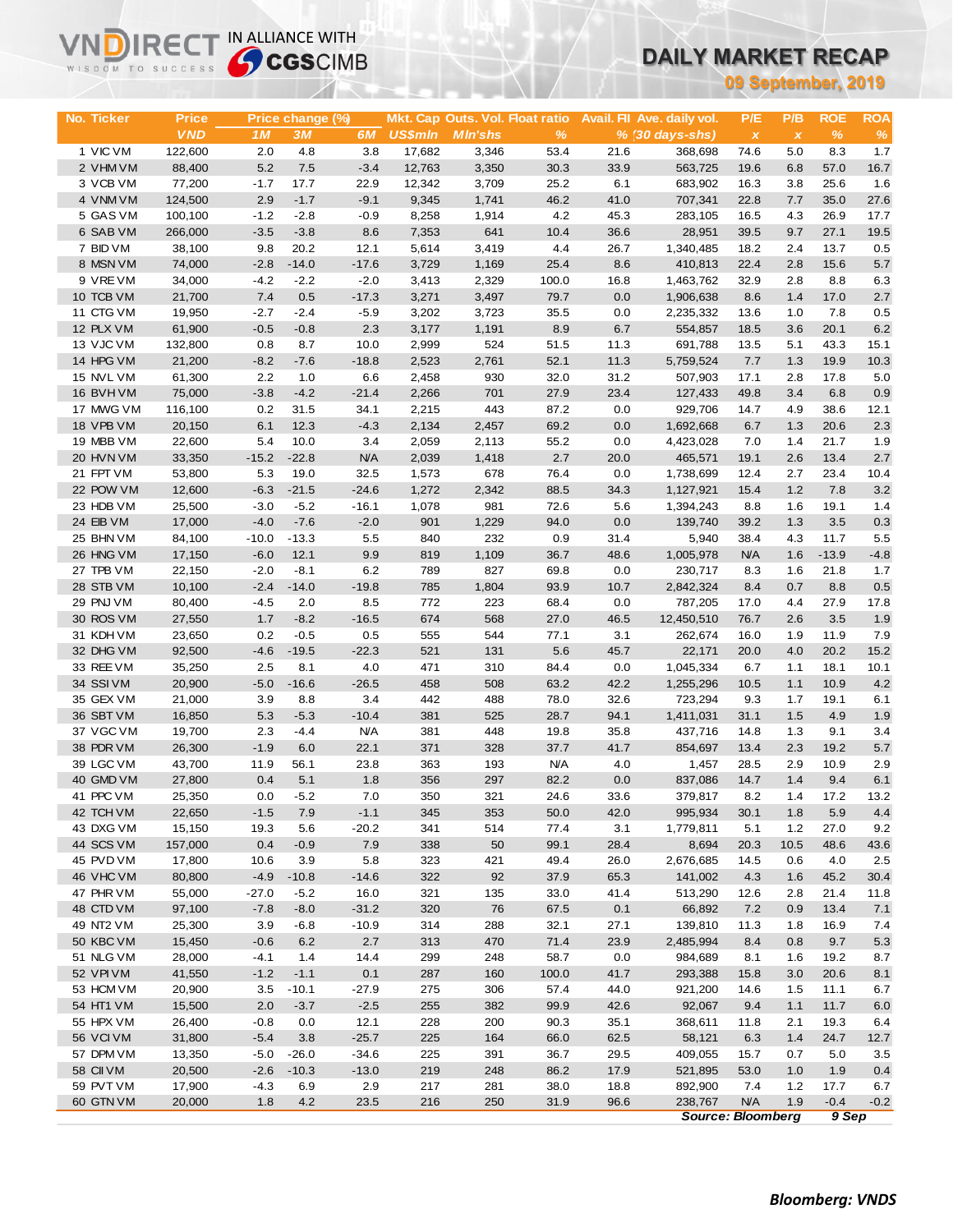# DAILY MARKET RECAP

**09 September, 2019**

| No. | Ticker | Price | Price change (%) | | | Mkt. Cap | Outs. Vol. | Float ratio | Avail. Fll | Ave. daily vol. | P/E | P/B | ROE | ROA |
|---|---|---|---|---|---|---|---|---|---|---|---|---|---|---|
| | | VND | 1M | 3M | 6M | US$mln | Mln'shs | % | % | (30 days-shs) | x | x | % | % |
| 1 | VIC VM | 122,600 | 2.0 | 4.8 | 3.8 | 17,682 | 3,346 | 53.4 | 21.6 | 368,698 | 74.6 | 5.0 | 8.3 | 1.7 |
| 2 | VHM VM | 88,400 | 5.2 | 7.5 | -3.4 | 12,763 | 3,350 | 30.3 | 33.9 | 563,725 | 19.6 | 6.8 | 57.0 | 16.7 |
| 3 | VCB VM | 77,200 | -1.7 | 17.7 | 22.9 | 12,342 | 3,709 | 25.2 | 6.1 | 683,902 | 16.3 | 3.8 | 25.6 | 1.6 |
| 4 | VNM VM | 124,500 | 2.9 | -1.7 | -9.1 | 9,345 | 1,741 | 46.2 | 41.0 | 707,341 | 22.8 | 7.7 | 35.0 | 27.6 |
| 5 | GAS VM | 100,100 | -1.2 | -2.8 | -0.9 | 8,258 | 1,914 | 4.2 | 45.3 | 283,105 | 16.5 | 4.3 | 26.9 | 17.7 |
| 6 | SAB VM | 266,000 | -3.5 | -3.8 | 8.6 | 7,353 | 641 | 10.4 | 36.6 | 28,951 | 39.5 | 9.7 | 27.1 | 19.5 |
| 7 | BID VM | 38,100 | 9.8 | 20.2 | 12.1 | 5,614 | 3,419 | 4.4 | 26.7 | 1,340,485 | 18.2 | 2.4 | 13.7 | 0.5 |
| 8 | MSN VM | 74,000 | -2.8 | -14.0 | -17.6 | 3,729 | 1,169 | 25.4 | 8.6 | 410,813 | 22.4 | 2.8 | 15.6 | 5.7 |
| 9 | VRE VM | 34,000 | -4.2 | -2.2 | -2.0 | 3,413 | 2,329 | 100.0 | 16.8 | 1,463,762 | 32.9 | 2.8 | 8.8 | 6.3 |
| 10 | TCB VM | 21,700 | 7.4 | 0.5 | -17.3 | 3,271 | 3,497 | 79.7 | 0.0 | 1,906,638 | 8.6 | 1.4 | 17.0 | 2.7 |
| 11 | CTG VM | 19,950 | -2.7 | -2.4 | -5.9 | 3,202 | 3,723 | 35.5 | 0.0 | 2,235,332 | 13.6 | 1.0 | 7.8 | 0.5 |
| 12 | PLX VM | 61,900 | -0.5 | -0.8 | 2.3 | 3,177 | 1,191 | 8.9 | 6.7 | 554,857 | 18.5 | 3.6 | 20.1 | 6.2 |
| 13 | VJC VM | 132,800 | 0.8 | 8.7 | 10.0 | 2,999 | 524 | 51.5 | 11.3 | 691,788 | 13.5 | 5.1 | 43.3 | 15.1 |
| 14 | HPG VM | 21,200 | -8.2 | -7.6 | -18.8 | 2,523 | 2,761 | 52.1 | 11.3 | 5,759,524 | 7.7 | 1.3 | 19.9 | 10.3 |
| 15 | NVL VM | 61,300 | 2.2 | 1.0 | 6.6 | 2,458 | 930 | 32.0 | 31.2 | 507,903 | 17.1 | 2.8 | 17.8 | 5.0 |
| 16 | BVH VM | 75,000 | -3.8 | -4.2 | -21.4 | 2,266 | 701 | 27.9 | 23.4 | 127,433 | 49.8 | 3.4 | 6.8 | 0.9 |
| 17 | MWG VM | 116,100 | 0.2 | 31.5 | 34.1 | 2,215 | 443 | 87.2 | 0.0 | 929,706 | 14.7 | 4.9 | 38.6 | 12.1 |
| 18 | VPB VM | 20,150 | 6.1 | 12.3 | -4.3 | 2,134 | 2,457 | 69.2 | 0.0 | 1,692,668 | 6.7 | 1.3 | 20.6 | 2.3 |
| 19 | MBB VM | 22,600 | 5.4 | 10.0 | 3.4 | 2,059 | 2,113 | 55.2 | 0.0 | 4,423,028 | 7.0 | 1.4 | 21.7 | 1.9 |
| 20 | HVN VM | 33,350 | -15.2 | -22.8 | N/A | 2,039 | 1,418 | 2.7 | 20.0 | 465,571 | 19.1 | 2.6 | 13.4 | 2.7 |
| 21 | FPT VM | 53,800 | 5.3 | 19.0 | 32.5 | 1,573 | 678 | 76.4 | 0.0 | 1,738,699 | 12.4 | 2.7 | 23.4 | 10.4 |
| 22 | POW VM | 12,600 | -6.3 | -21.5 | -24.6 | 1,272 | 2,342 | 88.5 | 34.3 | 1,127,921 | 15.4 | 1.2 | 7.8 | 3.2 |
| 23 | HDB VM | 25,500 | -3.0 | -5.2 | -16.1 | 1,078 | 981 | 72.6 | 5.6 | 1,394,243 | 8.8 | 1.6 | 19.1 | 1.4 |
| 24 | EIB VM | 17,000 | -4.0 | -7.6 | -2.0 | 901 | 1,229 | 94.0 | 0.0 | 139,740 | 39.2 | 1.3 | 3.5 | 0.3 |
| 25 | BHN VM | 84,100 | -10.0 | -13.3 | 5.5 | 840 | 232 | 0.9 | 31.4 | 5,940 | 38.4 | 4.3 | 11.7 | 5.5 |
| 26 | HNG VM | 17,150 | -6.0 | 12.1 | 9.9 | 819 | 1,109 | 36.7 | 48.6 | 1,005,978 | N/A | 1.6 | -13.9 | -4.8 |
| 27 | TPB VM | 22,150 | -2.0 | -8.1 | 6.2 | 789 | 827 | 69.8 | 0.0 | 230,717 | 8.3 | 1.6 | 21.8 | 1.7 |
| 28 | STB VM | 10,100 | -2.4 | -14.0 | -19.8 | 785 | 1,804 | 93.9 | 10.7 | 2,842,324 | 8.4 | 0.7 | 8.8 | 0.5 |
| 29 | PNJ VM | 80,400 | -4.5 | 2.0 | 8.5 | 772 | 223 | 68.4 | 0.0 | 787,205 | 17.0 | 4.4 | 27.9 | 17.8 |
| 30 | ROS VM | 27,550 | 1.7 | -8.2 | -16.5 | 674 | 568 | 27.0 | 46.5 | 12,450,510 | 76.7 | 2.6 | 3.5 | 1.9 |
| 31 | KDH VM | 23,650 | 0.2 | -0.5 | 0.5 | 555 | 544 | 77.1 | 3.1 | 262,674 | 16.0 | 1.9 | 11.9 | 7.9 |
| 32 | DHG VM | 92,500 | -4.6 | -19.5 | -22.3 | 521 | 131 | 5.6 | 45.7 | 22,171 | 20.0 | 4.0 | 20.2 | 15.2 |
| 33 | REE VM | 35,250 | 2.5 | 8.1 | 4.0 | 471 | 310 | 84.4 | 0.0 | 1,045,334 | 6.7 | 1.1 | 18.1 | 10.1 |
| 34 | SSI VM | 20,900 | -5.0 | -16.6 | -26.5 | 458 | 508 | 63.2 | 42.2 | 1,255,296 | 10.5 | 1.1 | 10.9 | 4.2 |
| 35 | GEX VM | 21,000 | 3.9 | 8.8 | 3.4 | 442 | 488 | 78.0 | 32.6 | 723,294 | 9.3 | 1.7 | 19.1 | 6.1 |
| 36 | SBT VM | 16,850 | 5.3 | -5.3 | -10.4 | 381 | 525 | 28.7 | 94.1 | 1,411,031 | 31.1 | 1.5 | 4.9 | 1.9 |
| 37 | VGC VM | 19,700 | 2.3 | -4.4 | N/A | 381 | 448 | 19.8 | 35.8 | 437,716 | 14.8 | 1.3 | 9.1 | 3.4 |
| 38 | PDR VM | 26,300 | -1.9 | 6.0 | 22.1 | 371 | 328 | 37.7 | 41.7 | 854,697 | 13.4 | 2.3 | 19.2 | 5.7 |
| 39 | LGC VM | 43,700 | 11.9 | 56.1 | 23.8 | 363 | 193 | N/A | 4.0 | 1,457 | 28.5 | 2.9 | 10.9 | 2.9 |
| 40 | GMD VM | 27,800 | 0.4 | 5.1 | 1.8 | 356 | 297 | 82.2 | 0.0 | 837,086 | 14.7 | 1.4 | 9.4 | 6.1 |
| 41 | PPC VM | 25,350 | 0.0 | -5.2 | 7.0 | 350 | 321 | 24.6 | 33.6 | 379,817 | 8.2 | 1.4 | 17.2 | 13.2 |
| 42 | TCH VM | 22,650 | -1.5 | 7.9 | -1.1 | 345 | 353 | 50.0 | 42.0 | 995,934 | 30.1 | 1.8 | 5.9 | 4.4 |
| 43 | DXG VM | 15,150 | 19.3 | 5.6 | -20.2 | 341 | 514 | 77.4 | 3.1 | 1,779,811 | 5.1 | 1.2 | 27.0 | 9.2 |
| 44 | SCS VM | 157,000 | 0.4 | -0.9 | 7.9 | 338 | 50 | 99.1 | 28.4 | 8,694 | 20.3 | 10.5 | 48.6 | 43.6 |
| 45 | PVD VM | 17,800 | 10.6 | 3.9 | 5.8 | 323 | 421 | 49.4 | 26.0 | 2,676,685 | 14.5 | 0.6 | 4.0 | 2.5 |
| 46 | VHC VM | 80,800 | -4.9 | -10.8 | -14.6 | 322 | 92 | 37.9 | 65.3 | 141,002 | 4.3 | 1.6 | 45.2 | 30.4 |
| 47 | PHR VM | 55,000 | -27.0 | -5.2 | 16.0 | 321 | 135 | 33.0 | 41.4 | 513,290 | 12.6 | 2.8 | 21.4 | 11.8 |
| 48 | CTD VM | 97,100 | -7.8 | -8.0 | -31.2 | 320 | 76 | 67.5 | 0.1 | 66,892 | 7.2 | 0.9 | 13.4 | 7.1 |
| 49 | NT2 VM | 25,300 | 3.9 | -6.8 | -10.9 | 314 | 288 | 32.1 | 27.1 | 139,810 | 11.3 | 1.8 | 16.9 | 7.4 |
| 50 | KBC VM | 15,450 | -0.6 | 6.2 | 2.7 | 313 | 470 | 71.4 | 23.9 | 2,485,994 | 8.4 | 0.8 | 9.7 | 5.3 |
| 51 | NLG VM | 28,000 | -4.1 | 1.4 | 14.4 | 299 | 248 | 58.7 | 0.0 | 984,689 | 8.1 | 1.6 | 19.2 | 8.7 |
| 52 | VPI VM | 41,550 | -1.2 | -1.1 | 0.1 | 287 | 160 | 100.0 | 41.7 | 293,388 | 15.8 | 3.0 | 20.6 | 8.1 |
| 53 | HCM VM | 20,900 | 3.5 | -10.1 | -27.9 | 275 | 306 | 57.4 | 44.0 | 921,200 | 14.6 | 1.5 | 11.1 | 6.7 |
| 54 | HT1 VM | 15,500 | 2.0 | -3.7 | -2.5 | 255 | 382 | 99.9 | 42.6 | 92,067 | 9.4 | 1.1 | 11.7 | 6.0 |
| 55 | HPX VM | 26,400 | -0.8 | 0.0 | 12.1 | 228 | 200 | 90.3 | 35.1 | 368,611 | 11.8 | 2.1 | 19.3 | 6.4 |
| 56 | VCI VM | 31,800 | -5.4 | 3.8 | -25.7 | 225 | 164 | 66.0 | 62.5 | 58,121 | 6.3 | 1.4 | 24.7 | 12.7 |
| 57 | DPM VM | 13,350 | -5.0 | -26.0 | -34.6 | 225 | 391 | 36.7 | 29.5 | 409,055 | 15.7 | 0.7 | 5.0 | 3.5 |
| 58 | CII VM | 20,500 | -2.6 | -10.3 | -13.0 | 219 | 248 | 86.2 | 17.9 | 521,895 | 53.0 | 1.0 | 1.9 | 0.4 |
| 59 | PVT VM | 17,900 | -4.3 | 6.9 | 2.9 | 217 | 281 | 38.0 | 18.8 | 892,900 | 7.4 | 1.2 | 17.7 | 6.7 |
| 60 | GTN VM | 20,000 | 1.8 | 4.2 | 23.5 | 216 | 250 | 31.9 | 96.6 | 238,767 | N/A | 1.9 | -0.4 | -0.2 |

*Source: Bloomberg* *9 Sep*

***Bloomberg: VNDS***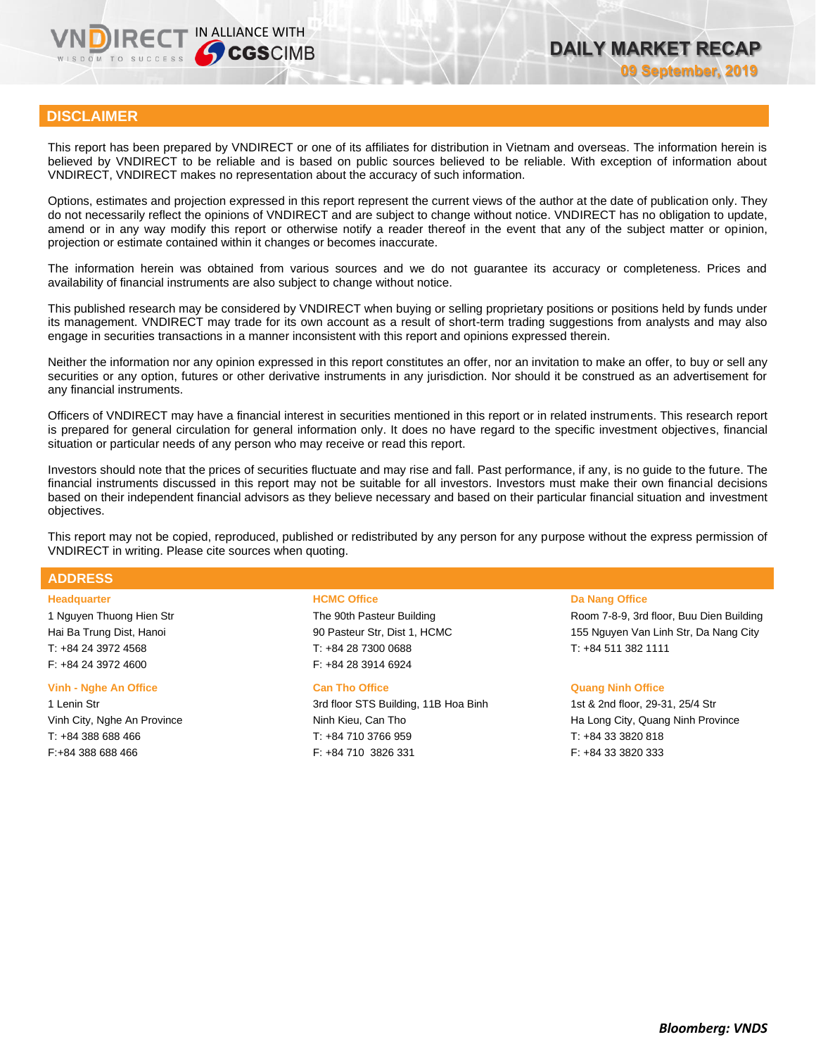## DISCLAIMER

This report has been prepared by VNDIRECT or one of its affiliates for distribution in Vietnam and overseas. The information herein is believed by VNDIRECT to be reliable and is based on public sources believed to be reliable. With exception of information about VNDIRECT, VNDIRECT makes no representation about the accuracy of such information.

Options, estimates and projection expressed in this report represent the current views of the author at the date of publication only. They do not necessarily reflect the opinions of VNDIRECT and are subject to change without notice. VNDIRECT has no obligation to update, amend or in any way modify this report or otherwise notify a reader thereof in the event that any of the subject matter or opinion, projection or estimate contained within it changes or becomes inaccurate.

The information herein was obtained from various sources and we do not guarantee its accuracy or completeness. Prices and availability of financial instruments are also subject to change without notice.

This published research may be considered by VNDIRECT when buying or selling proprietary positions or positions held by funds under its management. VNDIRECT may trade for its own account as a result of short-term trading suggestions from analysts and may also engage in securities transactions in a manner inconsistent with this report and opinions expressed therein.

Neither the information nor any opinion expressed in this report constitutes an offer, nor an invitation to make an offer, to buy or sell any securities or any option, futures or other derivative instruments in any jurisdiction. Nor should it be construed as an advertisement for any financial instruments.

Officers of VNDIRECT may have a financial interest in securities mentioned in this report or in related instruments. This research report is prepared for general circulation for general information only. It does no have regard to the specific investment objectives, financial situation or particular needs of any person who may receive or read this report.

Investors should note that the prices of securities fluctuate and may rise and fall. Past performance, if any, is no guide to the future. The financial instruments discussed in this report may not be suitable for all investors. Investors must make their own financial decisions based on their independent financial advisors as they believe necessary and based on their particular financial situation and investment objectives.

This report may not be copied, reproduced, published or redistributed by any person for any purpose without the express permission of VNDIRECT in writing. Please cite sources when quoting.

## ADDRESS

**Headquarter**
1 Nguyen Thuong Hien Str
Hai Ba Trung Dist, Hanoi
T: +84 24 3972 4568
F: +84 24 3972 4600

**HCMC Office**
The 90th Pasteur Building
90 Pasteur Str, Dist 1, HCMC
T: +84 28 7300 0688
F: +84 28 3914 6924

**Da Nang Office**
Room 7-8-9, 3rd floor, Buu Dien Building
155 Nguyen Van Linh Str, Da Nang City
T: +84 511 382 1111

**Vinh - Nghe An Office**
1 Lenin Str
Vinh City, Nghe An Province
T: +84 388 688 466
F:+84 388 688 466

**Can Tho Office**
3rd floor STS Building, 11B Hoa Binh
Ninh Kieu, Can Tho
T: +84 710 3766 959
F: +84 710 3826 331

**Quang Ninh Office**
1st & 2nd floor, 29-31, 25/4 Str
Ha Long City, Quang Ninh Province
T: +84 33 3820 818
F: +84 33 3820 333

***Bloomberg: VNDS***